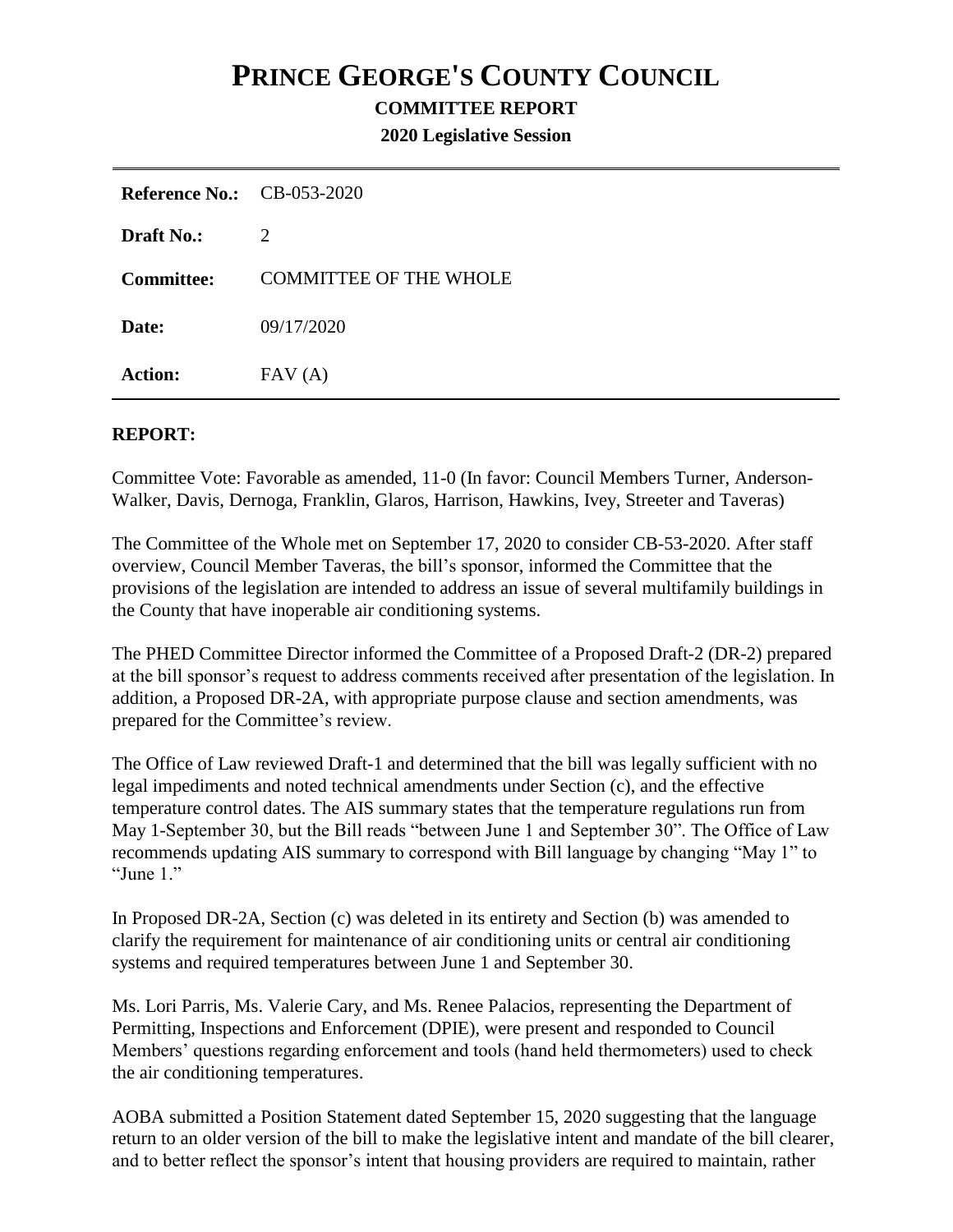# PRINCE GEORGE'S COUNTY COUNCIL

**COMMITTEE REPORT**

**2020 Legislative Session**

| | |
|---|---|
| **Reference No.:** | CB-053-2020 |
| **Draft No.:** | 2 |
| **Committee:** | COMMITTEE OF THE WHOLE |
| **Date:** | 09/17/2020 |
| **Action:** | FAV (A) |

**REPORT:**

Committee Vote: Favorable as amended, 11-0 (In favor: Council Members Turner, Anderson-Walker, Davis, Dernoga, Franklin, Glaros, Harrison, Hawkins, Ivey, Streeter and Taveras)

The Committee of the Whole met on September 17, 2020 to consider CB-53-2020. After staff overview, Council Member Taveras, the bill's sponsor, informed the Committee that the provisions of the legislation are intended to address an issue of several multifamily buildings in the County that have inoperable air conditioning systems.

The PHED Committee Director informed the Committee of a Proposed Draft-2 (DR-2) prepared at the bill sponsor's request to address comments received after presentation of the legislation. In addition, a Proposed DR-2A, with appropriate purpose clause and section amendments, was prepared for the Committee's review.

The Office of Law reviewed Draft-1 and determined that the bill was legally sufficient with no legal impediments and noted technical amendments under Section (c), and the effective temperature control dates. The AIS summary states that the temperature regulations run from May 1-September 30, but the Bill reads "between June 1 and September 30". The Office of Law recommends updating AIS summary to correspond with Bill language by changing "May 1" to "June 1."

In Proposed DR-2A, Section (c) was deleted in its entirety and Section (b) was amended to clarify the requirement for maintenance of air conditioning units or central air conditioning systems and required temperatures between June 1 and September 30.

Ms. Lori Parris, Ms. Valerie Cary, and Ms. Renee Palacios, representing the Department of Permitting, Inspections and Enforcement (DPIE), were present and responded to Council Members' questions regarding enforcement and tools (hand held thermometers) used to check the air conditioning temperatures.

AOBA submitted a Position Statement dated September 15, 2020 suggesting that the language return to an older version of the bill to make the legislative intent and mandate of the bill clearer, and to better reflect the sponsor's intent that housing providers are required to maintain, rather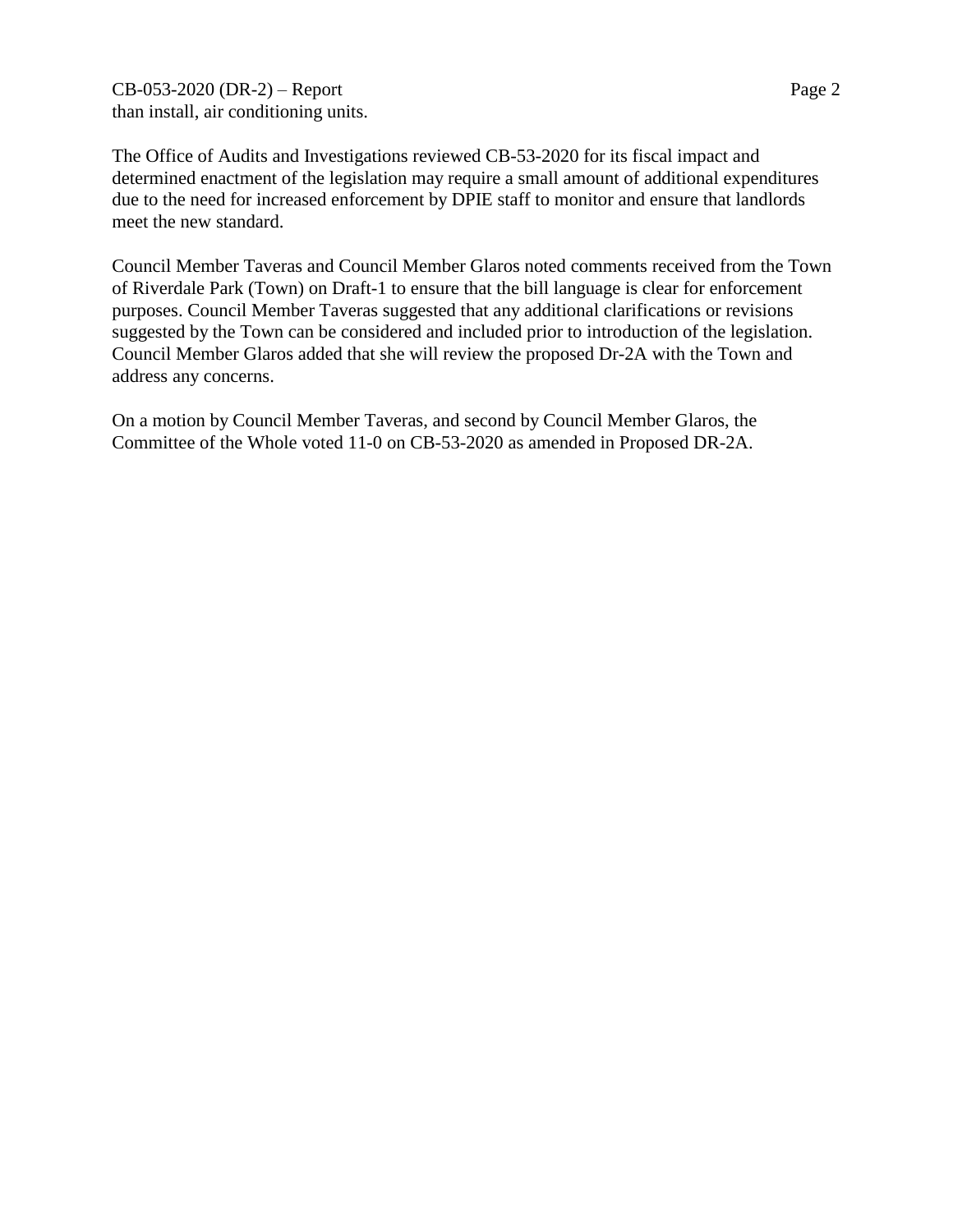than install, air conditioning units.

The Office of Audits and Investigations reviewed CB-53-2020 for its fiscal impact and determined enactment of the legislation may require a small amount of additional expenditures due to the need for increased enforcement by DPIE staff to monitor and ensure that landlords meet the new standard.

Council Member Taveras and Council Member Glaros noted comments received from the Town of Riverdale Park (Town) on Draft-1 to ensure that the bill language is clear for enforcement purposes. Council Member Taveras suggested that any additional clarifications or revisions suggested by the Town can be considered and included prior to introduction of the legislation. Council Member Glaros added that she will review the proposed Dr-2A with the Town and address any concerns.

On a motion by Council Member Taveras, and second by Council Member Glaros, the Committee of the Whole voted 11-0 on CB-53-2020 as amended in Proposed DR-2A.